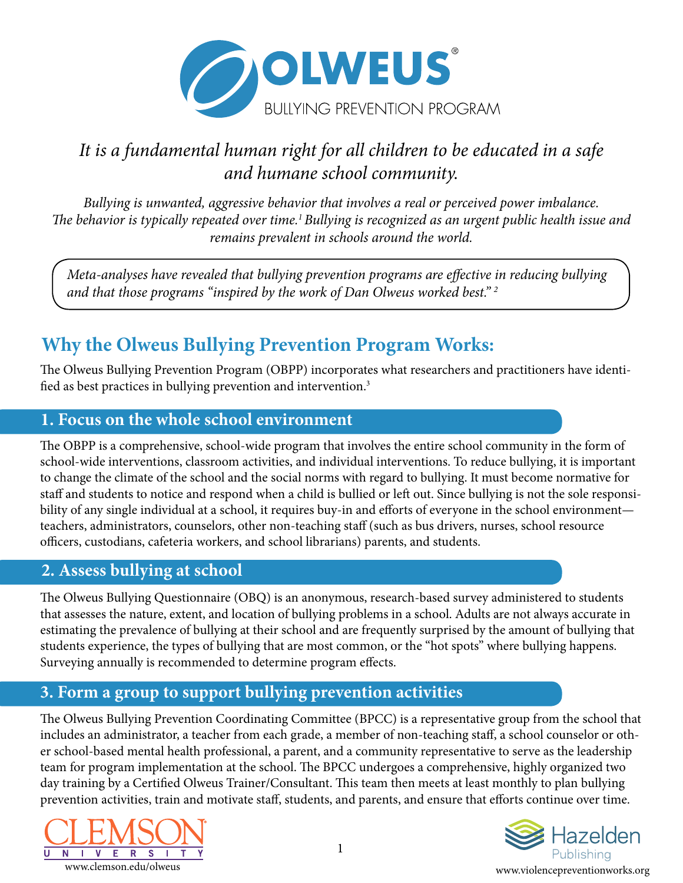# OLWEUS®

BULLYING PREVENTION PROGRAM

*It is a fundamental human right for all children to be educated in a safe and humane school community.*

*Bullying is unwanted, aggressive behavior that involves a real or perceived power imbalance. The behavior is typically repeated over time.[1] Bullying is recognized as an urgent public health issue and remains prevalent in schools around the world.*

*Meta-analyses have revealed that bullying prevention programs are effective in reducing bullying and that those programs "inspired by the work of Dan Olweus worked best." [2]*

## Why the Olweus Bullying Prevention Program Works:

The Olweus Bullying Prevention Program (OBPP) incorporates what researchers and practitioners have identified as best practices in bullying prevention and intervention.[3]

### 1. Focus on the whole school environment

The OBPP is a comprehensive, school-wide program that involves the entire school community in the form of school-wide interventions, classroom activities, and individual interventions. To reduce bullying, it is important to change the climate of the school and the social norms with regard to bullying. It must become normative for staff and students to notice and respond when a child is bullied or left out. Since bullying is not the sole responsibility of any single individual at a school, it requires buy-in and efforts of everyone in the school environment—teachers, administrators, counselors, other non-teaching staff (such as bus drivers, nurses, school resource officers, custodians, cafeteria workers, and school librarians) parents, and students.

### 2. Assess bullying at school

The Olweus Bullying Questionnaire (OBQ) is an anonymous, research-based survey administered to students that assesses the nature, extent, and location of bullying problems in a school. Adults are not always accurate in estimating the prevalence of bullying at their school and are frequently surprised by the amount of bullying that students experience, the types of bullying that are most common, or the "hot spots" where bullying happens. Surveying annually is recommended to determine program effects.

### 3. Form a group to support bullying prevention activities

The Olweus Bullying Prevention Coordinating Committee (BPCC) is a representative group from the school that includes an administrator, a teacher from each grade, a member of non-teaching staff, a school counselor or other school-based mental health professional, a parent, and a community representative to serve as the leadership team for program implementation at the school. The BPCC undergoes a comprehensive, highly organized two day training by a Certified Olweus Trainer/Consultant. This team then meets at least monthly to plan bullying prevention activities, train and motivate staff, students, and parents, and ensure that efforts continue over time.

CLEMSON UNIVERSITY
www.clemson.edu/olweus

Hazelden Publishing
www.violencepreventionworks.org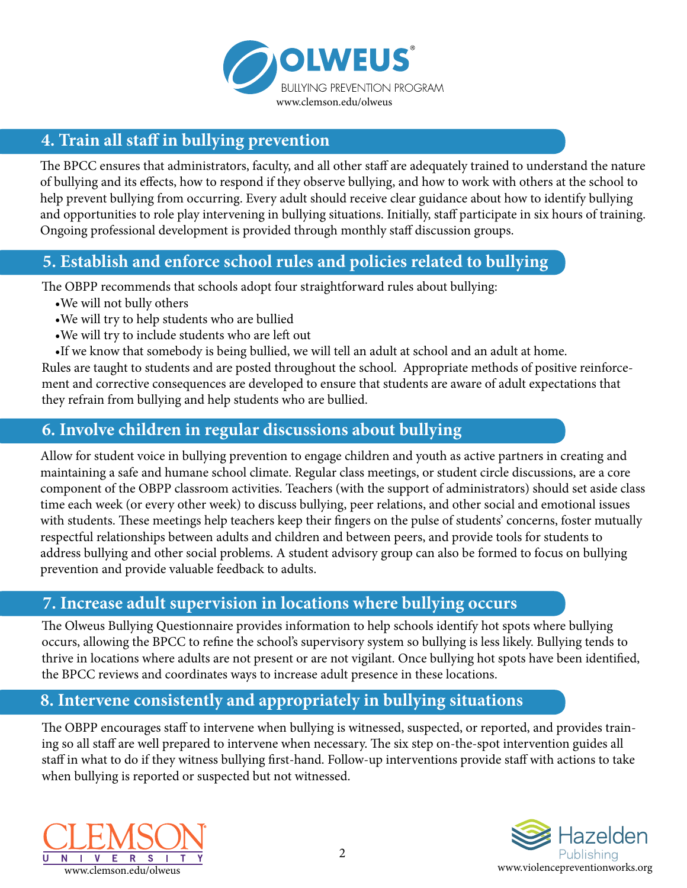## 4. Train all staff in bullying prevention

The BPCC ensures that administrators, faculty, and all other staff are adequately trained to understand the nature of bullying and its effects, how to respond if they observe bullying, and how to work with others at the school to help prevent bullying from occurring. Every adult should receive clear guidance about how to identify bullying and opportunities to role play intervening in bullying situations. Initially, staff participate in six hours of training. Ongoing professional development is provided through monthly staff discussion groups.

## 5. Establish and enforce school rules and policies related to bullying

The OBPP recommends that schools adopt four straightforward rules about bullying:

- We will not bully others
- We will try to help students who are bullied
- We will try to include students who are left out
- If we know that somebody is being bullied, we will tell an adult at school and an adult at home.

Rules are taught to students and are posted throughout the school. Appropriate methods of positive reinforcement and corrective consequences are developed to ensure that students are aware of adult expectations that they refrain from bullying and help students who are bullied.

## 6. Involve children in regular discussions about bullying

Allow for student voice in bullying prevention to engage children and youth as active partners in creating and maintaining a safe and humane school climate. Regular class meetings, or student circle discussions, are a core component of the OBPP classroom activities. Teachers (with the support of administrators) should set aside class time each week (or every other week) to discuss bullying, peer relations, and other social and emotional issues with students. These meetings help teachers keep their fingers on the pulse of students' concerns, foster mutually respectful relationships between adults and children and between peers, and provide tools for students to address bullying and other social problems. A student advisory group can also be formed to focus on bullying prevention and provide valuable feedback to adults.

## 7. Increase adult supervision in locations where bullying occurs

The Olweus Bullying Questionnaire provides information to help schools identify hot spots where bullying occurs, allowing the BPCC to refine the school's supervisory system so bullying is less likely. Bullying tends to thrive in locations where adults are not present or are not vigilant. Once bullying hot spots have been identified, the BPCC reviews and coordinates ways to increase adult presence in these locations.

## 8. Intervene consistently and appropriately in bullying situations

The OBPP encourages staff to intervene when bullying is witnessed, suspected, or reported, and provides training so all staff are well prepared to intervene when necessary. The six step on-the-spot intervention guides all staff in what to do if they witness bullying first-hand. Follow-up interventions provide staff with actions to take when bullying is reported or suspected but not witnessed.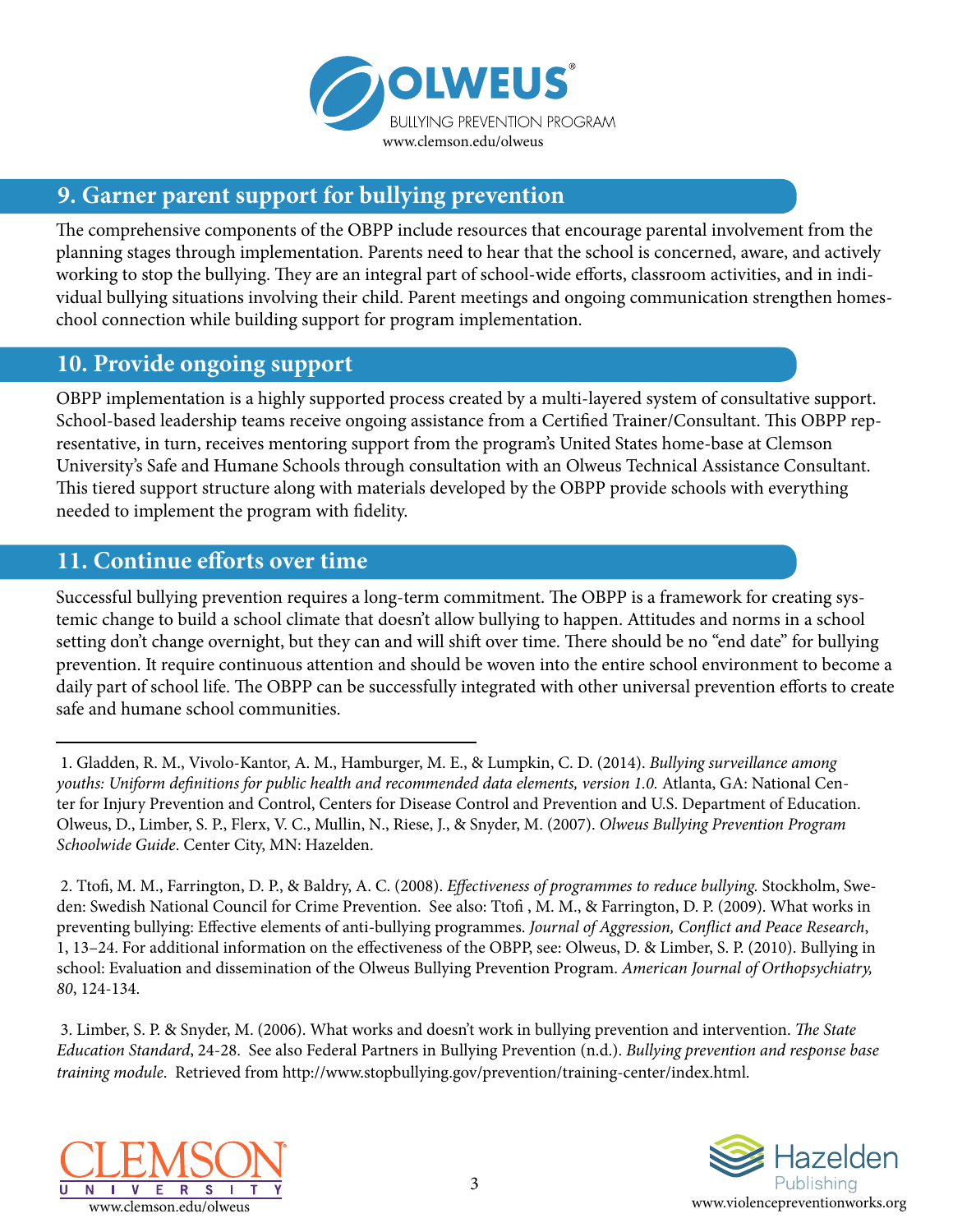## 9. Garner parent support for bullying prevention

The comprehensive components of the OBPP include resources that encourage parental involvement from the planning stages through implementation. Parents need to hear that the school is concerned, aware, and actively working to stop the bullying. They are an integral part of school-wide efforts, classroom activities, and in individual bullying situations involving their child. Parent meetings and ongoing communication strengthen homeschool connection while building support for program implementation.

## 10. Provide ongoing support

OBPP implementation is a highly supported process created by a multi-layered system of consultative support. School-based leadership teams receive ongoing assistance from a Certified Trainer/Consultant. This OBPP representative, in turn, receives mentoring support from the program's United States home-base at Clemson University's Safe and Humane Schools through consultation with an Olweus Technical Assistance Consultant. This tiered support structure along with materials developed by the OBPP provide schools with everything needed to implement the program with fidelity.

## 11. Continue efforts over time

Successful bullying prevention requires a long-term commitment. The OBPP is a framework for creating systemic change to build a school climate that doesn't allow bullying to happen. Attitudes and norms in a school setting don't change overnight, but they can and will shift over time. There should be no "end date" for bullying prevention. It require continuous attention and should be woven into the entire school environment to become a daily part of school life. The OBPP can be successfully integrated with other universal prevention efforts to create safe and humane school communities.

---

1. Gladden, R. M., Vivolo-Kantor, A. M., Hamburger, M. E., & Lumpkin, C. D. (2014). *Bullying surveillance among youths: Uniform definitions for public health and recommended data elements, version 1.0.* Atlanta, GA: National Center for Injury Prevention and Control, Centers for Disease Control and Prevention and U.S. Department of Education. Olweus, D., Limber, S. P., Flerx, V. C., Mullin, N., Riese, J., & Snyder, M. (2007). *Olweus Bullying Prevention Program Schoolwide Guide*. Center City, MN: Hazelden.

2. Ttofi, M. M., Farrington, D. P., & Baldry, A. C. (2008). *Effectiveness of programmes to reduce bullying.* Stockholm, Sweden: Swedish National Council for Crime Prevention. See also: Ttofi , M. M., & Farrington, D. P. (2009). What works in preventing bullying: Effective elements of anti-bullying programmes. *Journal of Aggression, Conflict and Peace Research*, 1, 13–24. For additional information on the effectiveness of the OBPP, see: Olweus, D. & Limber, S. P. (2010). Bullying in school: Evaluation and dissemination of the Olweus Bullying Prevention Program. *American Journal of Orthopsychiatry, 80*, 124-134.

3. Limber, S. P. & Snyder, M. (2006). What works and doesn't work in bullying prevention and intervention. *The State Education Standard*, 24-28. See also Federal Partners in Bullying Prevention (n.d.). *Bullying prevention and response base training module*. Retrieved from http://www.stopbullying.gov/prevention/training-center/index.html.